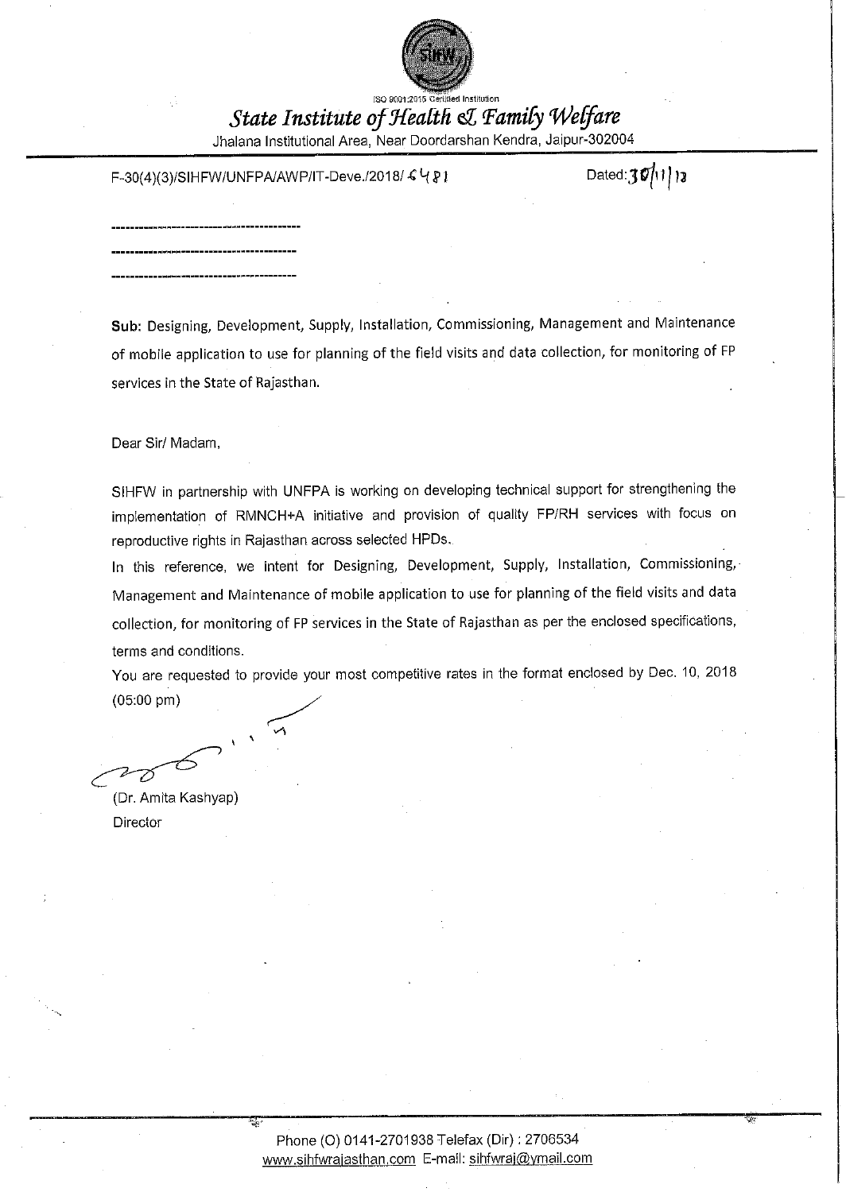ISO 9001:2015 Certified Institution

# *State Institute of Health & Family Welfare*

Jhalana Institutional Area, Near Doordarshan Kendra, Jaipur-302004

F-30(4)(3)/SIHFW/UNFPA/AWP/IT-Deve./2018/ 5481 Dated: 30/11/18

-----------------------------------------

-----------------------------------------

-----------------------------------------

**Sub:** Designing, Development, Supply, Installation, Commissioning, Management and Maintenance of mobile application to use for planning of the field visits and data collection, for monitoring of FP services in the State of Rajasthan.

Dear Sir/ Madam,

SIHFW in partnership with UNFPA is working on developing technical support for strengthening the implementation of RMNCH+A initiative and provision of quality FP/RH services with focus on reproductive rights in Rajasthan across selected HPDs.

In this reference, we intent for Designing, Development, Supply, Installation, Commissioning, Management and Maintenance of mobile application to use for planning of the field visits and data collection, for monitoring of FP services in the State of Rajasthan as per the enclosed specifications, terms and conditions.

You are requested to provide your most competitive rates in the format enclosed by Dec. 10, 2018 (05:00 pm)

(Dr. Amita Kashyap)
Director

Phone (O) 0141-2701938 Telefax (Dir) : 2706534
www.sihfwrajasthan.com E-mail: sihfwraj@ymail.com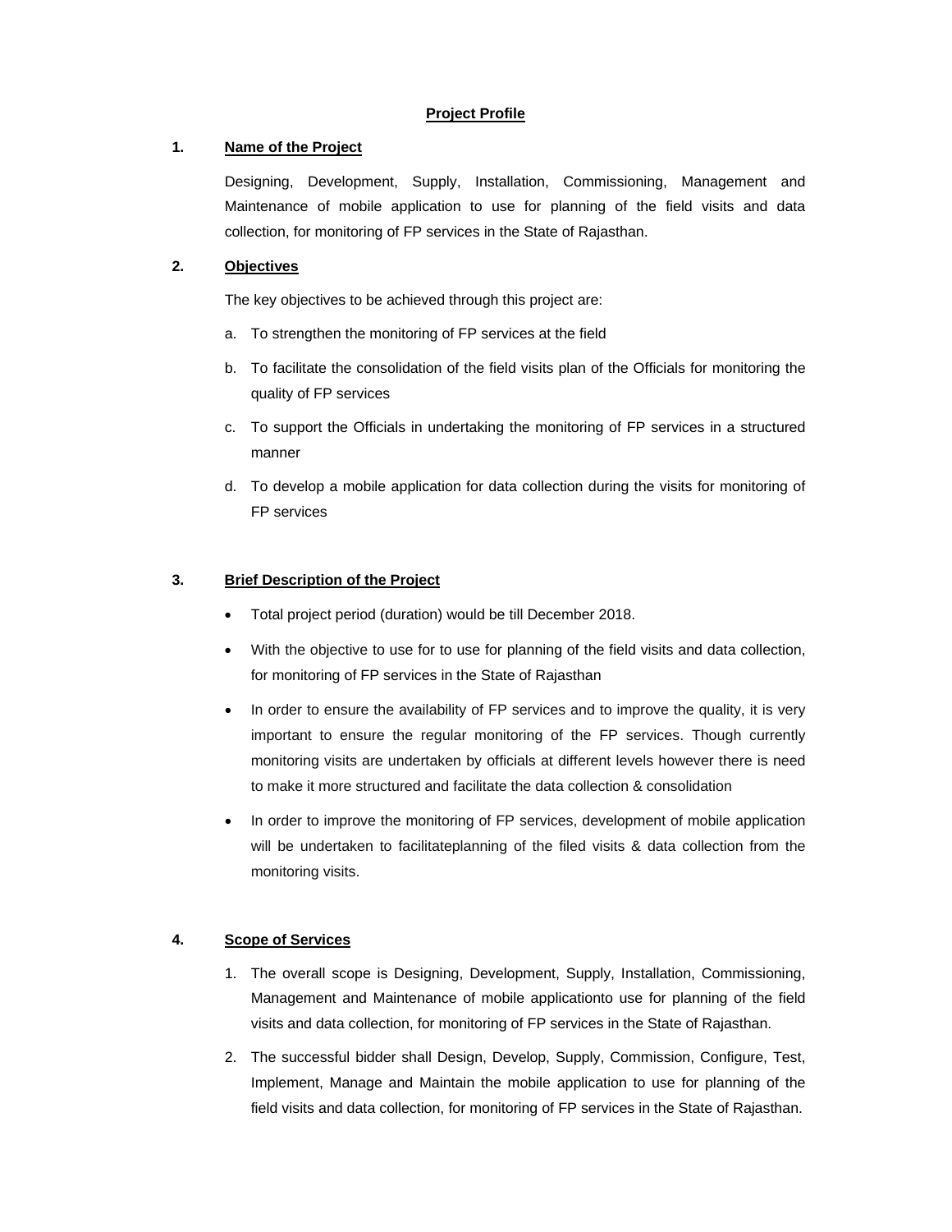## Project Profile

### 1. Name of the Project

Designing, Development, Supply, Installation, Commissioning, Management and Maintenance of mobile application to use for planning of the field visits and data collection, for monitoring of FP services in the State of Rajasthan.

### 2. Objectives

The key objectives to be achieved through this project are:

a. To strengthen the monitoring of FP services at the field

b. To facilitate the consolidation of the field visits plan of the Officials for monitoring the quality of FP services

c. To support the Officials in undertaking the monitoring of FP services in a structured manner

d. To develop a mobile application for data collection during the visits for monitoring of FP services

### 3. Brief Description of the Project

- Total project period (duration) would be till December 2018.
- With the objective to use for to use for planning of the field visits and data collection, for monitoring of FP services in the State of Rajasthan
- In order to ensure the availability of FP services and to improve the quality, it is very important to ensure the regular monitoring of the FP services. Though currently monitoring visits are undertaken by officials at different levels however there is need to make it more structured and facilitate the data collection & consolidation
- In order to improve the monitoring of FP services, development of mobile application will be undertaken to facilitateplanning of the filed visits & data collection from the monitoring visits.

### 4. Scope of Services

1. The overall scope is Designing, Development, Supply, Installation, Commissioning, Management and Maintenance of mobile applicationto use for planning of the field visits and data collection, for monitoring of FP services in the State of Rajasthan.
2. The successful bidder shall Design, Develop, Supply, Commission, Configure, Test, Implement, Manage and Maintain the mobile application to use for planning of the field visits and data collection, for monitoring of FP services in the State of Rajasthan.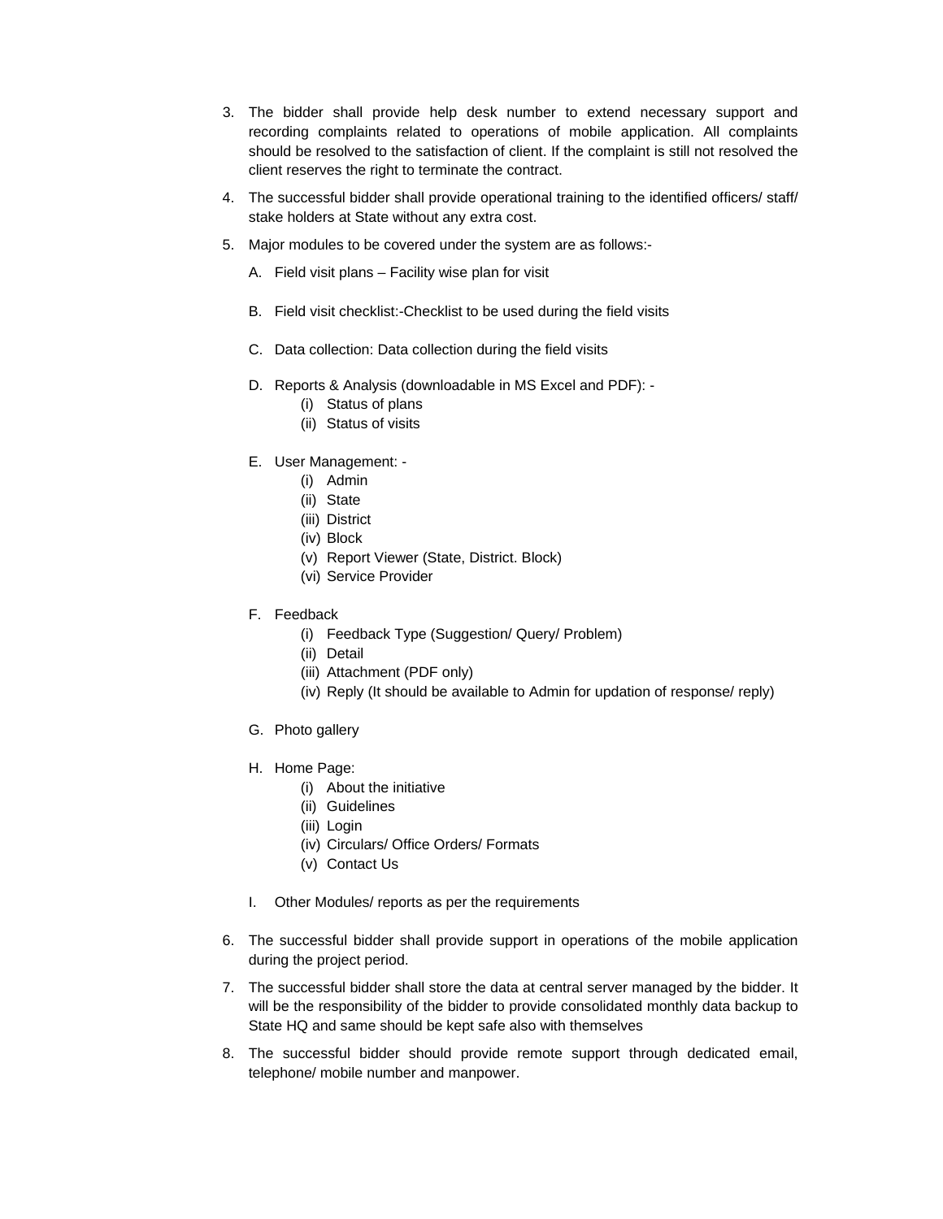3. The bidder shall provide help desk number to extend necessary support and recording complaints related to operations of mobile application. All complaints should be resolved to the satisfaction of client. If the complaint is still not resolved the client reserves the right to terminate the contract.

4. The successful bidder shall provide operational training to the identified officers/ staff/ stake holders at State without any extra cost.

5. Major modules to be covered under the system are as follows:-

   A. Field visit plans – Facility wise plan for visit

   B. Field visit checklist:-Checklist to be used during the field visits

   C. Data collection: Data collection during the field visits

   D. Reports & Analysis (downloadable in MS Excel and PDF): -
      - (i) Status of plans
      - (ii) Status of visits

   E. User Management: -
      - (i) Admin
      - (ii) State
      - (iii) District
      - (iv) Block
      - (v) Report Viewer (State, District. Block)
      - (vi) Service Provider

   F. Feedback
      - (i) Feedback Type (Suggestion/ Query/ Problem)
      - (ii) Detail
      - (iii) Attachment (PDF only)
      - (iv) Reply (It should be available to Admin for updation of response/ reply)

   G. Photo gallery

   H. Home Page:
      - (i) About the initiative
      - (ii) Guidelines
      - (iii) Login
      - (iv) Circulars/ Office Orders/ Formats
      - (v) Contact Us

   I. Other Modules/ reports as per the requirements

6. The successful bidder shall provide support in operations of the mobile application during the project period.

7. The successful bidder shall store the data at central server managed by the bidder. It will be the responsibility of the bidder to provide consolidated monthly data backup to State HQ and same should be kept safe also with themselves

8. The successful bidder should provide remote support through dedicated email, telephone/ mobile number and manpower.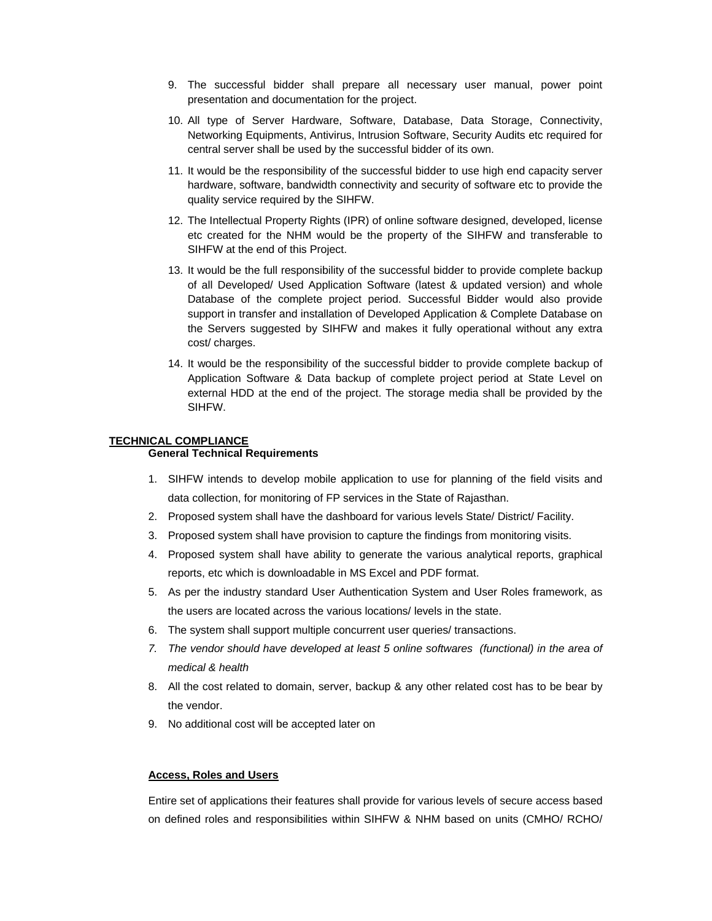9. The successful bidder shall prepare all necessary user manual, power point presentation and documentation for the project.
10. All type of Server Hardware, Software, Database, Data Storage, Connectivity, Networking Equipments, Antivirus, Intrusion Software, Security Audits etc required for central server shall be used by the successful bidder of its own.
11. It would be the responsibility of the successful bidder to use high end capacity server hardware, software, bandwidth connectivity and security of software etc to provide the quality service required by the SIHFW.
12. The Intellectual Property Rights (IPR) of online software designed, developed, license etc created for the NHM would be the property of the SIHFW and transferable to SIHFW at the end of this Project.
13. It would be the full responsibility of the successful bidder to provide complete backup of all Developed/ Used Application Software (latest & updated version) and whole Database of the complete project period. Successful Bidder would also provide support in transfer and installation of Developed Application & Complete Database on the Servers suggested by SIHFW and makes it fully operational without any extra cost/ charges.
14. It would be the responsibility of the successful bidder to provide complete backup of Application Software & Data backup of complete project period at State Level on external HDD at the end of the project. The storage media shall be provided by the SIHFW.

## TECHNICAL COMPLIANCE

### General Technical Requirements

1. SIHFW intends to develop mobile application to use for planning of the field visits and data collection, for monitoring of FP services in the State of Rajasthan.
2. Proposed system shall have the dashboard for various levels State/ District/ Facility.
3. Proposed system shall have provision to capture the findings from monitoring visits.
4. Proposed system shall have ability to generate the various analytical reports, graphical reports, etc which is downloadable in MS Excel and PDF format.
5. As per the industry standard User Authentication System and User Roles framework, as the users are located across the various locations/ levels in the state.
6. The system shall support multiple concurrent user queries/ transactions.
7. *The vendor should have developed at least 5 online softwares (functional) in the area of medical & health*
8. All the cost related to domain, server, backup & any other related cost has to be bear by the vendor.
9. No additional cost will be accepted later on

### Access, Roles and Users

Entire set of applications their features shall provide for various levels of secure access based on defined roles and responsibilities within SIHFW & NHM based on units (CMHO/ RCHO/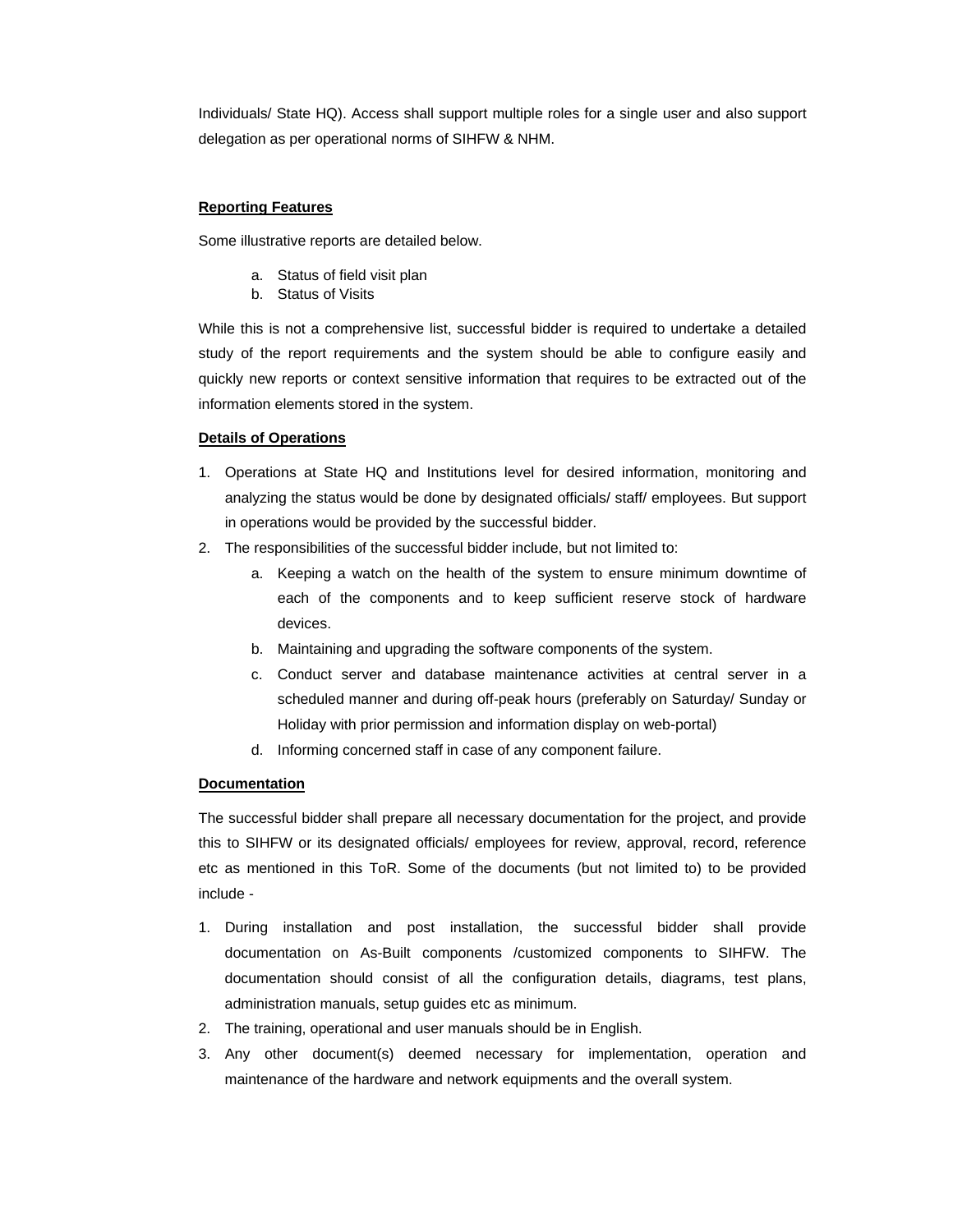Individuals/ State HQ). Access shall support multiple roles for a single user and also support delegation as per operational norms of SIHFW & NHM.

**Reporting Features**

Some illustrative reports are detailed below.

a. Status of field visit plan
b. Status of Visits

While this is not a comprehensive list, successful bidder is required to undertake a detailed study of the report requirements and the system should be able to configure easily and quickly new reports or context sensitive information that requires to be extracted out of the information elements stored in the system.

**Details of Operations**

1. Operations at State HQ and Institutions level for desired information, monitoring and analyzing the status would be done by designated officials/ staff/ employees. But support in operations would be provided by the successful bidder.
2. The responsibilities of the successful bidder include, but not limited to:
   a. Keeping a watch on the health of the system to ensure minimum downtime of each of the components and to keep sufficient reserve stock of hardware devices.
   b. Maintaining and upgrading the software components of the system.
   c. Conduct server and database maintenance activities at central server in a scheduled manner and during off-peak hours (preferably on Saturday/ Sunday or Holiday with prior permission and information display on web-portal)
   d. Informing concerned staff in case of any component failure.

**Documentation**

The successful bidder shall prepare all necessary documentation for the project, and provide this to SIHFW or its designated officials/ employees for review, approval, record, reference etc as mentioned in this ToR. Some of the documents (but not limited to) to be provided include -

1. During installation and post installation, the successful bidder shall provide documentation on As-Built components /customized components to SIHFW. The documentation should consist of all the configuration details, diagrams, test plans, administration manuals, setup guides etc as minimum.
2. The training, operational and user manuals should be in English.
3. Any other document(s) deemed necessary for implementation, operation and maintenance of the hardware and network equipments and the overall system.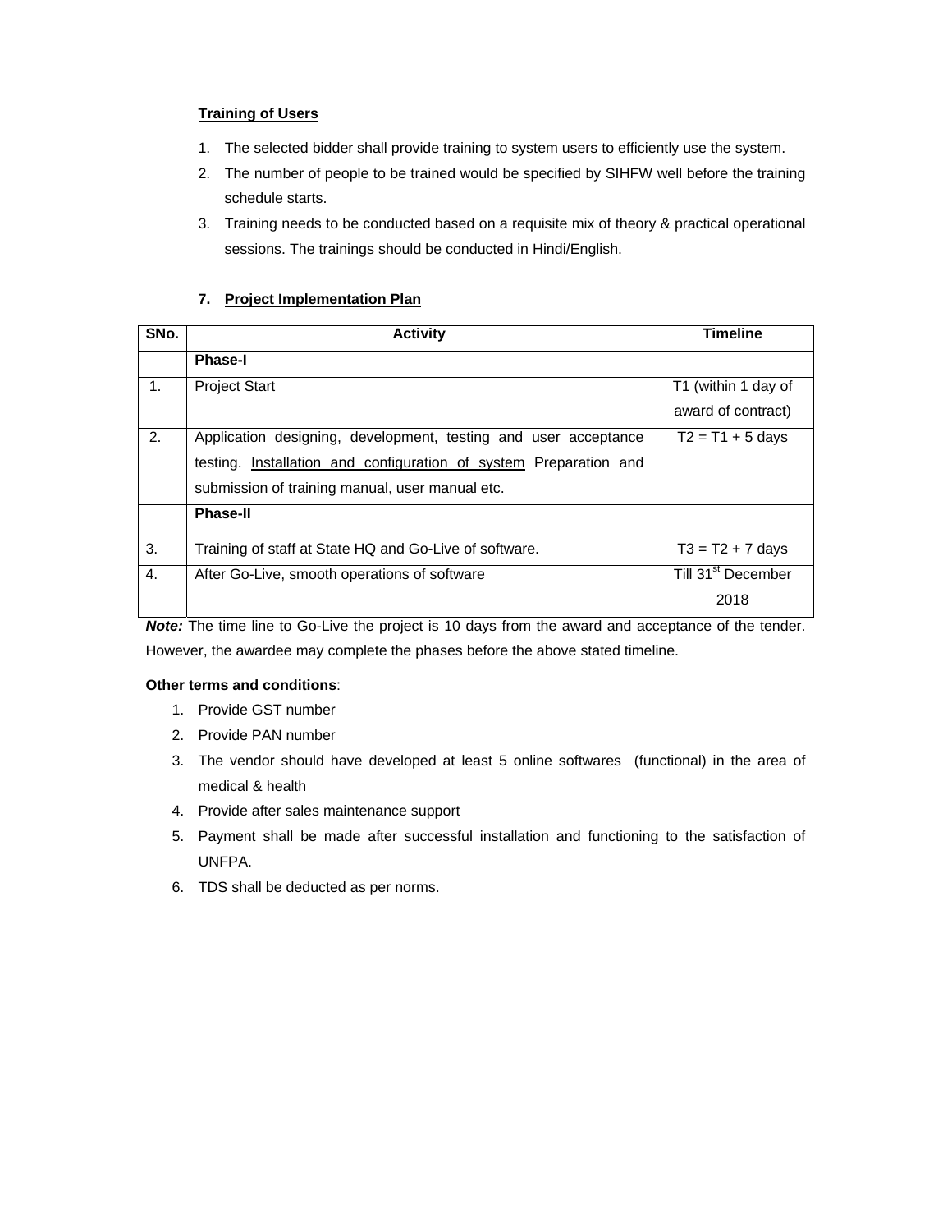**Training of Users**

1. The selected bidder shall provide training to system users to efficiently use the system.
2. The number of people to be trained would be specified by SIHFW well before the training schedule starts.
3. Training needs to be conducted based on a requisite mix of theory & practical operational sessions. The trainings should be conducted in Hindi/English.

## 7. Project Implementation Plan

| SNo. | Activity | Timeline |
|---|---|---|
| | **Phase-I** | |
| 1. | Project Start | T1 (within 1 day of award of contract) |
| 2. | Application designing, development, testing and user acceptance testing. Installation and configuration of system Preparation and submission of training manual, user manual etc. | T2 = T1 + 5 days |
| | **Phase-II** | |
| 3. | Training of staff at State HQ and Go-Live of software. | T3 = T2 + 7 days |
| 4. | After Go-Live, smooth operations of software | Till 31st December 2018 |

***Note:*** The time line to Go-Live the project is 10 days from the award and acceptance of the tender. However, the awardee may complete the phases before the above stated timeline.

**Other terms and conditions**:

1. Provide GST number
2. Provide PAN number
3. The vendor should have developed at least 5 online softwares (functional) in the area of medical & health
4. Provide after sales maintenance support
5. Payment shall be made after successful installation and functioning to the satisfaction of UNFPA.
6. TDS shall be deducted as per norms.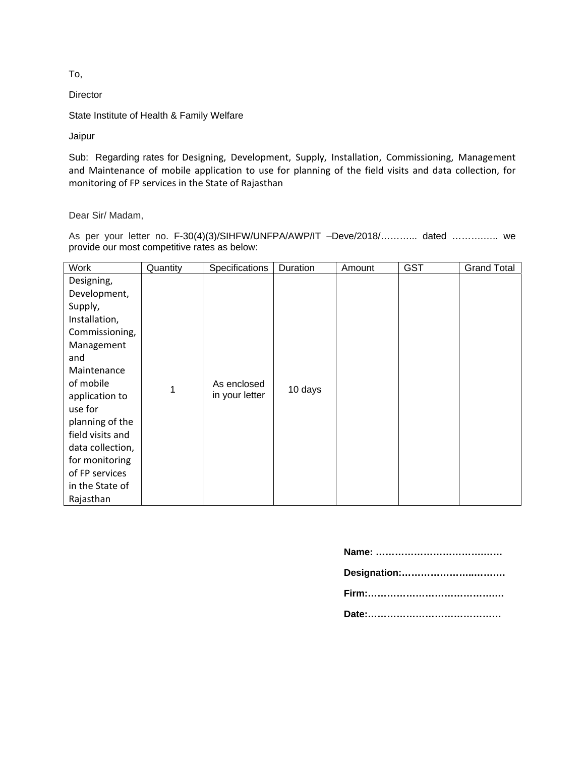To,

Director

State Institute of Health & Family Welfare

Jaipur

Sub: Regarding rates for Designing, Development, Supply, Installation, Commissioning, Management and Maintenance of mobile application to use for planning of the field visits and data collection, for monitoring of FP services in the State of Rajasthan

Dear Sir/ Madam,

As per your letter no. F-30(4)(3)/SIHFW/UNFPA/AWP/IT –Deve/2018/……….. dated ……….…. we provide our most competitive rates as below:

| Work | Quantity | Specifications | Duration | Amount | GST | Grand Total |
|---|---|---|---|---|---|---|
| Designing, Development, Supply, Installation, Commissioning, Management and Maintenance of mobile application to use for planning of the field visits and data collection, for monitoring of FP services in the State of Rajasthan | 1 | As enclosed in your letter | 10 days | | | |

**Name: ………………………………..…**

**Designation:……………………..……..**

**Firm:…………………………………….**

**Date:……………………………………**